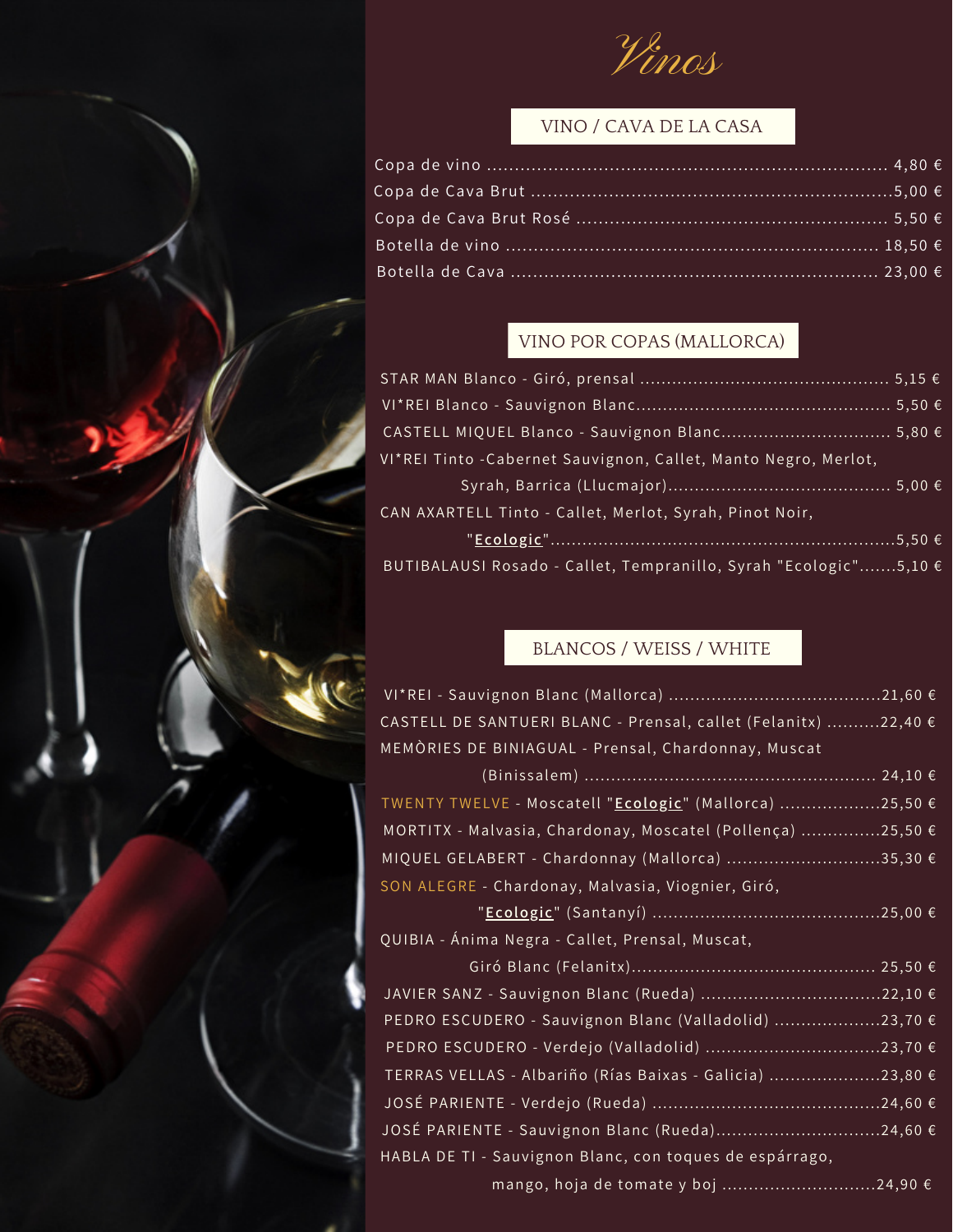# Vinos

## VINO / CAVA DE LA CASA

| | |
|---|---|
| Copa de vino | 4,80 € |
| Copa de Cava Brut | 5,00 € |
| Copa de Cava Brut Rosé | 5,50 € |
| Botella de vino | 18,50 € |
| Botella de Cava | 23,00 € |

## VINO POR COPAS (MALLORCA)

| | |
|---|---|
| STAR MAN Blanco - Giró, prensal | 5,15 € |
| VI*REI Blanco - Sauvignon Blanc | 5,50 € |
| CASTELL MIQUEL Blanco - Sauvignon Blanc | 5,80 € |
| VI*REI Tinto -Cabernet Sauvignon, Callet, Manto Negro, Merlot, Syrah, Barrica (Llucmajor) | 5,00 € |
| CAN AXARTELL Tinto - Callet, Merlot, Syrah, Pinot Noir, "**Ecologic**" | 5,50 € |
| BUTIBALAUSI Rosado - Callet, Tempranillo, Syrah "Ecologic" | 5,10 € |

## BLANCOS / WEISS / WHITE

| | |
|---|---|
| VI*REI - Sauvignon Blanc (Mallorca) | 21,60 € |
| CASTELL DE SANTUERI BLANC - Prensal, callet (Felanitx) | 22,40 € |
| MEMÒRIES DE BINIAGUAL - Prensal, Chardonnay, Muscat (Binissalem) | 24,10 € |
| TWENTY TWELVE - Moscatell "**Ecologic**" (Mallorca) | 25,50 € |
| MORTITX - Malvasia, Chardonay, Moscatel (Pollença) | 25,50 € |
| MIQUEL GELABERT - Chardonnay (Mallorca) | 35,30 € |
| SON ALEGRE - Chardonay, Malvasia, Viognier, Giró, "**Ecologic**" (Santanyí) | 25,00 € |
| QUIBIA - Ánima Negra - Callet, Prensal, Muscat, Giró Blanc (Felanitx) | 25,50 € |
| JAVIER SANZ - Sauvignon Blanc (Rueda) | 22,10 € |
| PEDRO ESCUDERO - Sauvignon Blanc (Valladolid) | 23,70 € |
| PEDRO ESCUDERO - Verdejo (Valladolid) | 23,70 € |
| TERRAS VELLAS - Albariño (Rías Baixas - Galicia) | 23,80 € |
| JOSÉ PARIENTE - Verdejo (Rueda) | 24,60 € |
| JOSÉ PARIENTE - Sauvignon Blanc (Rueda) | 24,60 € |
| HABLA DE TI - Sauvignon Blanc, con toques de espárrago, mango, hoja de tomate y boj | 24,90 € |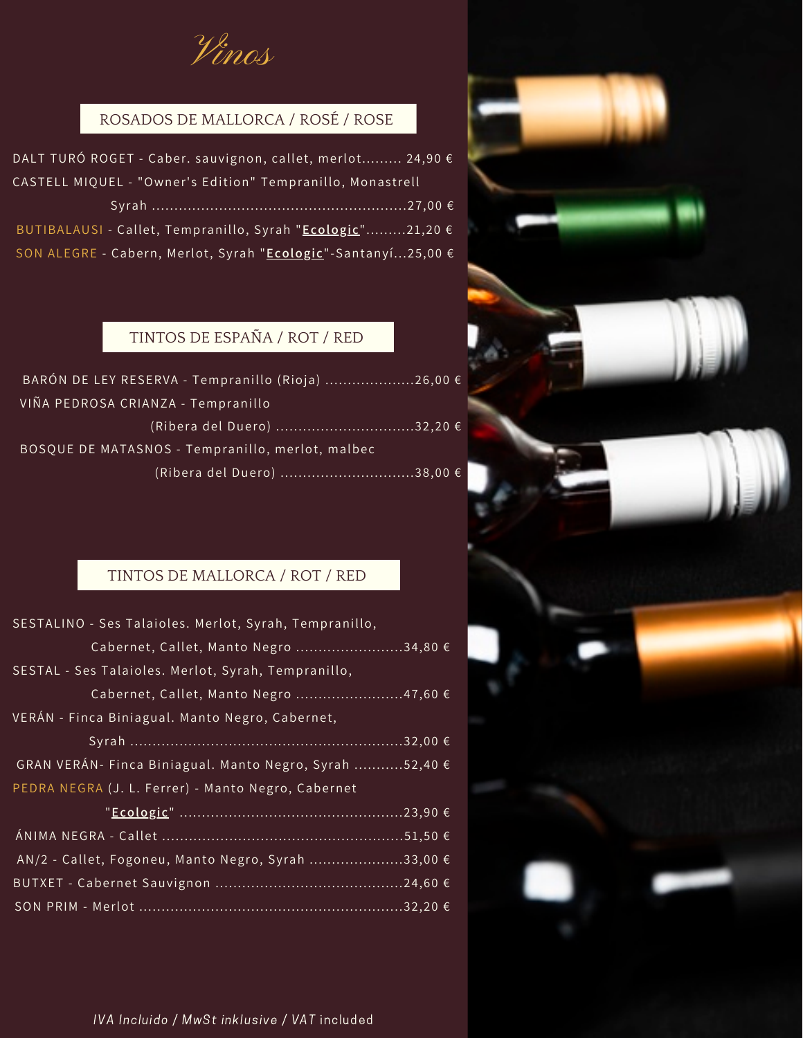# Vinos

## ROSADOS DE MALLORCA / ROSÉ / ROSE

DALT TURÓ ROGET - Caber. sauvignon, callet, merlot......... 24,90 €

CASTELL MIQUEL - "Owner's Edition" Tempranillo, Monastrell Syrah ........................................................27,00 €

BUTIBALAUSI - Callet, Tempranillo, Syrah "**Ecologic**".........21,20 €

SON ALEGRE - Cabern, Merlot, Syrah "**Ecologic**"-Santanyí...25,00 €

## TINTOS DE ESPAÑA / ROT / RED

BARÓN DE LEY RESERVA - Tempranillo (Rioja) ...................26,00 €

VIÑA PEDROSA CRIANZA - Tempranillo (Ribera del Duero) ..............................32,20 €

BOSQUE DE MATASNOS - Tempranillo, merlot, malbec (Ribera del Duero) .............................38,00 €

## TINTOS DE MALLORCA / ROT / RED

SESTALINO - Ses Talaioles. Merlot, Syrah, Tempranillo, Cabernet, Callet, Manto Negro .......................34,80 €

SESTAL - Ses Talaioles. Merlot, Syrah, Tempranillo, Cabernet, Callet, Manto Negro .......................47,60 €

VERÁN - Finca Biniagual. Manto Negro, Cabernet, Syrah ..........................................................32,00 €

GRAN VERÁN- Finca Biniagual. Manto Negro, Syrah ...........52,40 €

PEDRA NEGRA (J. L. Ferrer) - Manto Negro, Cabernet "**Ecologic**" .................................................23,90 €

ÁNIMA NEGRA - Callet ....................................................51,50 €

AN/2 - Callet, Fogoneu, Manto Negro, Syrah ....................33,00 €

BUTXET - Cabernet Sauvignon .........................................24,60 €

SON PRIM - Merlot .........................................................32,20 €

*IVA Incluido / MwSt inklusive / VAT* included